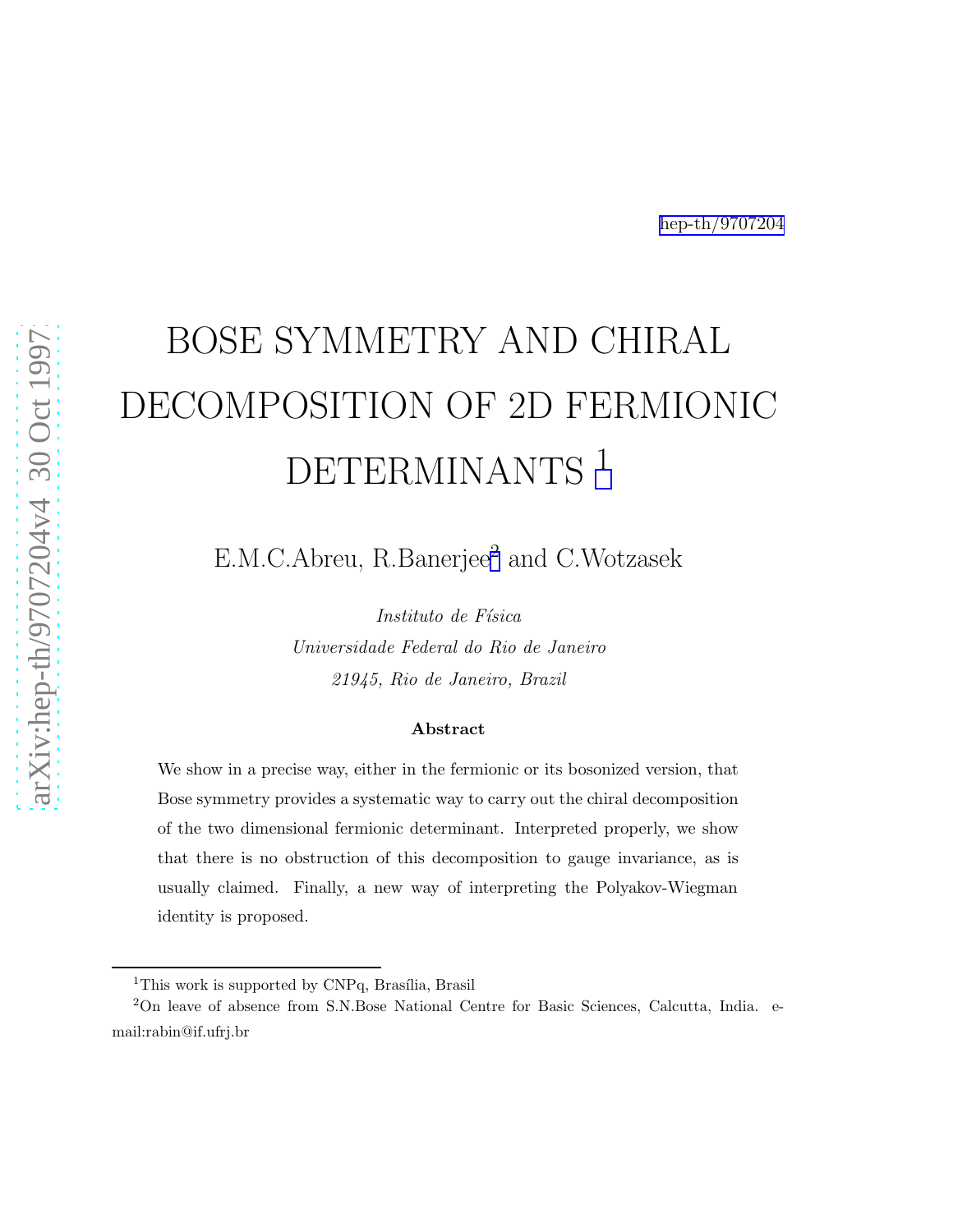hep-th/9707204

# BOSE SYMMETRY AND CHIRAL DECOMPOSITION OF 2D FERMIONIC DETERMINANTS [1]

E.M.C.Abreu, R.Banerjee[2] and C.Wotzasek

*Instituto de Física*
*Universidade Federal do Rio de Janeiro*
*21945, Rio de Janeiro, Brazil*

**Abstract**

We show in a precise way, either in the fermionic or its bosonized version, that Bose symmetry provides a systematic way to carry out the chiral decomposition of the two dimensional fermionic determinant. Interpreted properly, we show that there is no obstruction of this decomposition to gauge invariance, as is usually claimed. Finally, a new way of interpreting the Polyakov-Wiegman identity is proposed.

---

[1] This work is supported by CNPq, Brasília, Brasil

[2] On leave of absence from S.N.Bose National Centre for Basic Sciences, Calcutta, India. e-mail:rabin@if.ufrj.br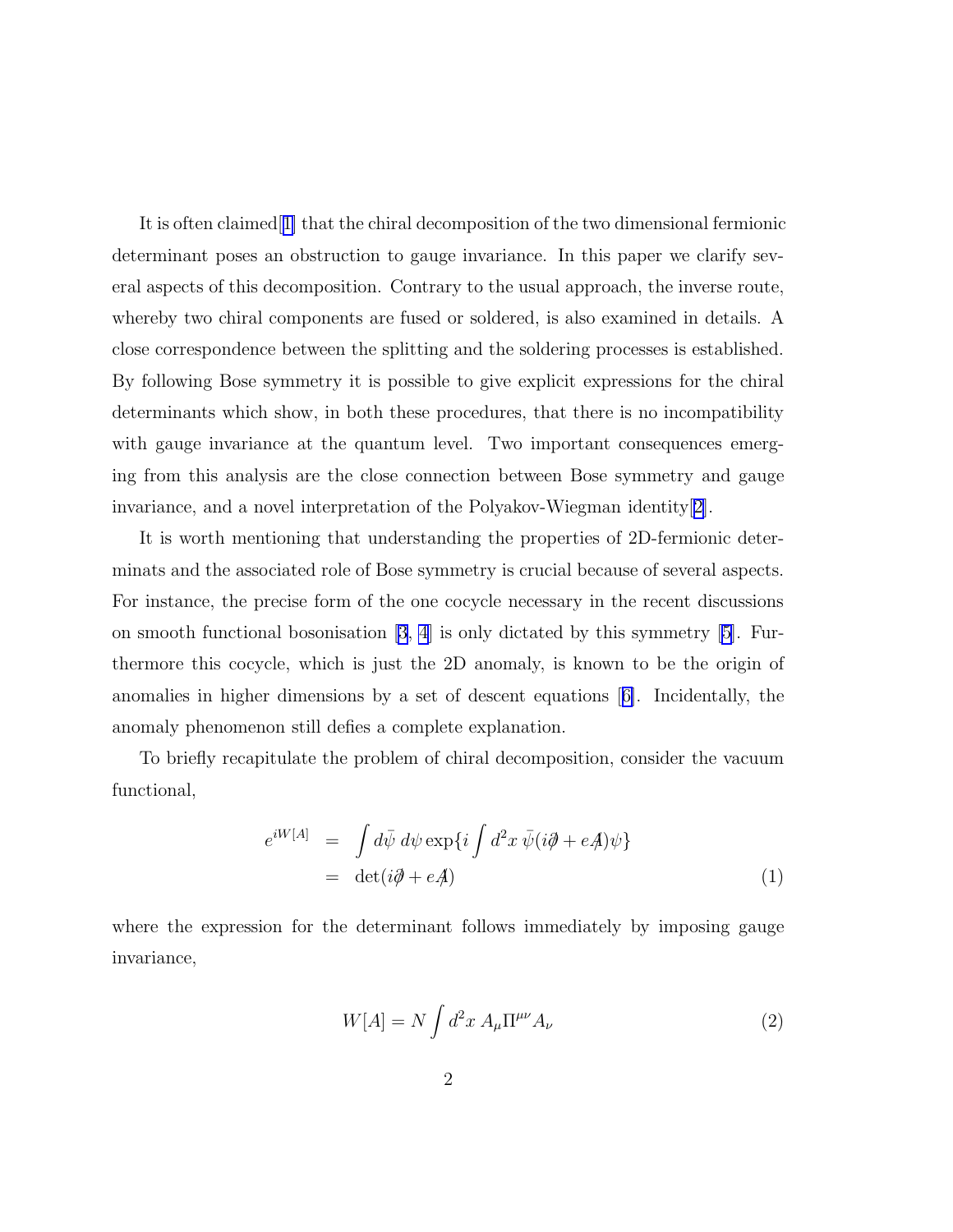It is often claimed[1] that the chiral decomposition of the two dimensional fermionic determinant poses an obstruction to gauge invariance. In this paper we clarify several aspects of this decomposition. Contrary to the usual approach, the inverse route, whereby two chiral components are fused or soldered, is also examined in details. A close correspondence between the splitting and the soldering processes is established. By following Bose symmetry it is possible to give explicit expressions for the chiral determinants which show, in both these procedures, that there is no incompatibility with gauge invariance at the quantum level. Two important consequences emerging from this analysis are the close connection between Bose symmetry and gauge invariance, and a novel interpretation of the Polyakov-Wiegman identity[2].

It is worth mentioning that understanding the properties of 2D-fermionic determinats and the associated role of Bose symmetry is crucial because of several aspects. For instance, the precise form of the one cocycle necessary in the recent discussions on smooth functional bosonisation [3, 4] is only dictated by this symmetry [5]. Furthermore this cocycle, which is just the 2D anomaly, is known to be the origin of anomalies in higher dimensions by a set of descent equations [6]. Incidentally, the anomaly phenomenon still defies a complete explanation.

To briefly recapitulate the problem of chiral decomposition, consider the vacuum functional,

$$
\begin{aligned}
e^{iW[A]} &= \int d\bar{\psi}\, d\psi \exp\{i \int d^2x\, \bar{\psi}(i\partial\!\!\!/ + eA\!\!\!/)\psi\} \\
&= \det(i\partial\!\!\!/ + eA\!\!\!/) \qquad (1)
\end{aligned}
$$

where the expression for the determinant follows immediately by imposing gauge invariance,

$$
W[A] = N \int d^2x\, A_\mu \Pi^{\mu\nu} A_\nu \qquad (2)
$$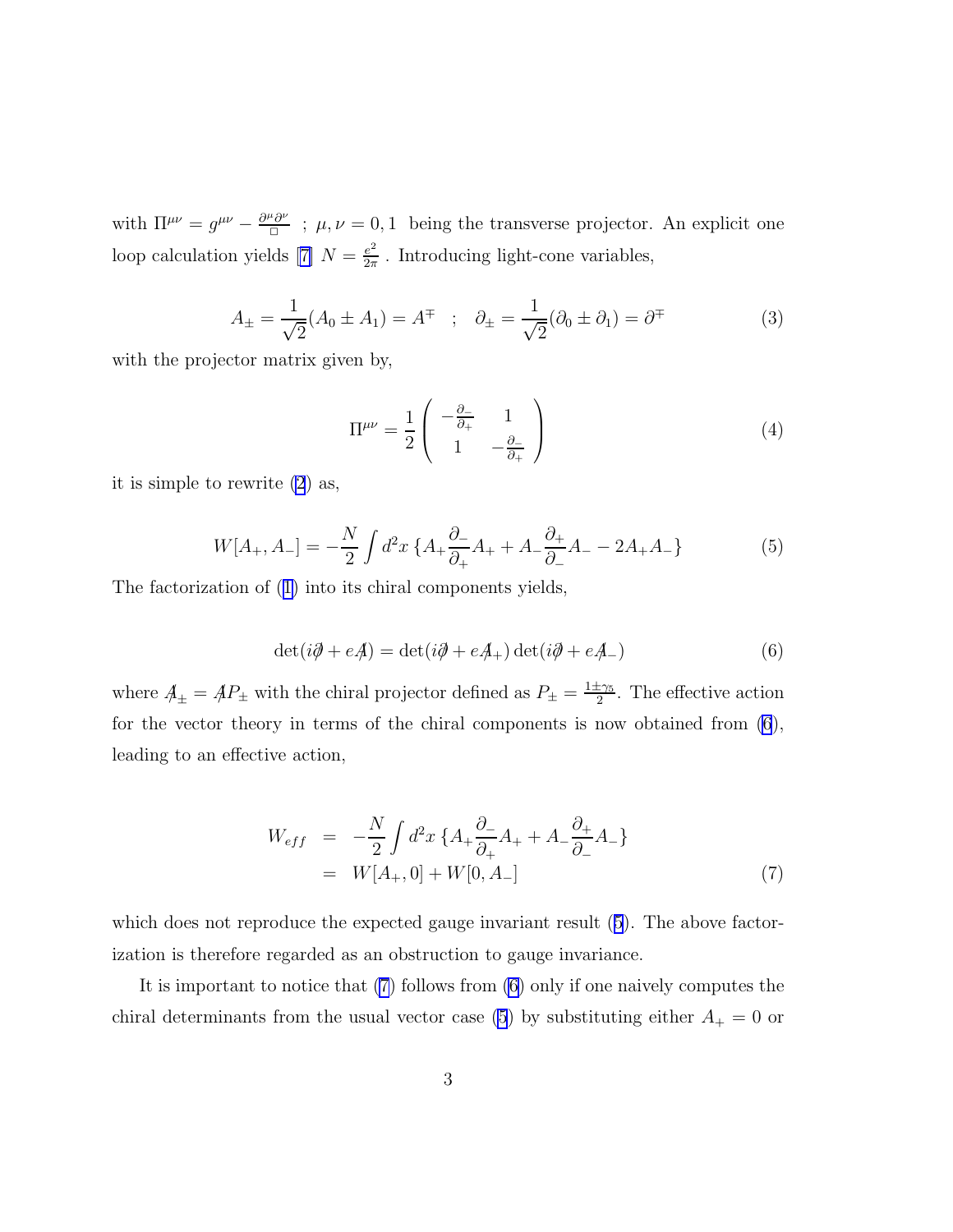with $\Pi^{\mu\nu} = g^{\mu\nu} - \frac{\partial^\mu \partial^\nu}{\Box}$ ; $\mu, \nu = 0, 1$ being the transverse projector. An explicit one loop calculation yields [7] $N = \frac{e^2}{2\pi}$ . Introducing light-cone variables,

$$A_\pm = \frac{1}{\sqrt{2}}(A_0 \pm A_1) = A^\mp \quad ; \quad \partial_\pm = \frac{1}{\sqrt{2}}(\partial_0 \pm \partial_1) = \partial^\mp \tag{3}$$

with the projector matrix given by,

$$\Pi^{\mu\nu} = \frac{1}{2} \begin{pmatrix} -\frac{\partial_-}{\partial_+} & 1 \\ 1 & -\frac{\partial_-}{\partial_+} \end{pmatrix} \tag{4}$$

it is simple to rewrite (2) as,

$$W[A_+, A_-] = -\frac{N}{2} \int d^2x \, \{A_+ \frac{\partial_-}{\partial_+} A_+ + A_- \frac{\partial_+}{\partial_-} A_- - 2A_+ A_-\} \tag{5}$$

The factorization of (1) into its chiral components yields,

$$\det(i\partial\!\!\!/ + eA\!\!\!/) = \det(i\partial\!\!\!/ + eA\!\!\!/_+) \det(i\partial\!\!\!/ + eA\!\!\!/_-) \tag{6}$$

where $A\!\!\!/_\pm = A\!\!\!/ P_\pm$ with the chiral projector defined as $P_\pm = \frac{1 \pm \gamma_5}{2}$. The effective action for the vector theory in terms of the chiral components is now obtained from (6), leading to an effective action,

$$\begin{aligned} W_{eff} &= -\frac{N}{2} \int d^2x \, \{A_+ \frac{\partial_-}{\partial_+} A_+ + A_- \frac{\partial_+}{\partial_-} A_-\} \\ &= W[A_+, 0] + W[0, A_-] \end{aligned} \tag{7}$$

which does not reproduce the expected gauge invariant result (5). The above factorization is therefore regarded as an obstruction to gauge invariance.

It is important to notice that (7) follows from (6) only if one naively computes the chiral determinants from the usual vector case (5) by substituting either $A_+ = 0$ or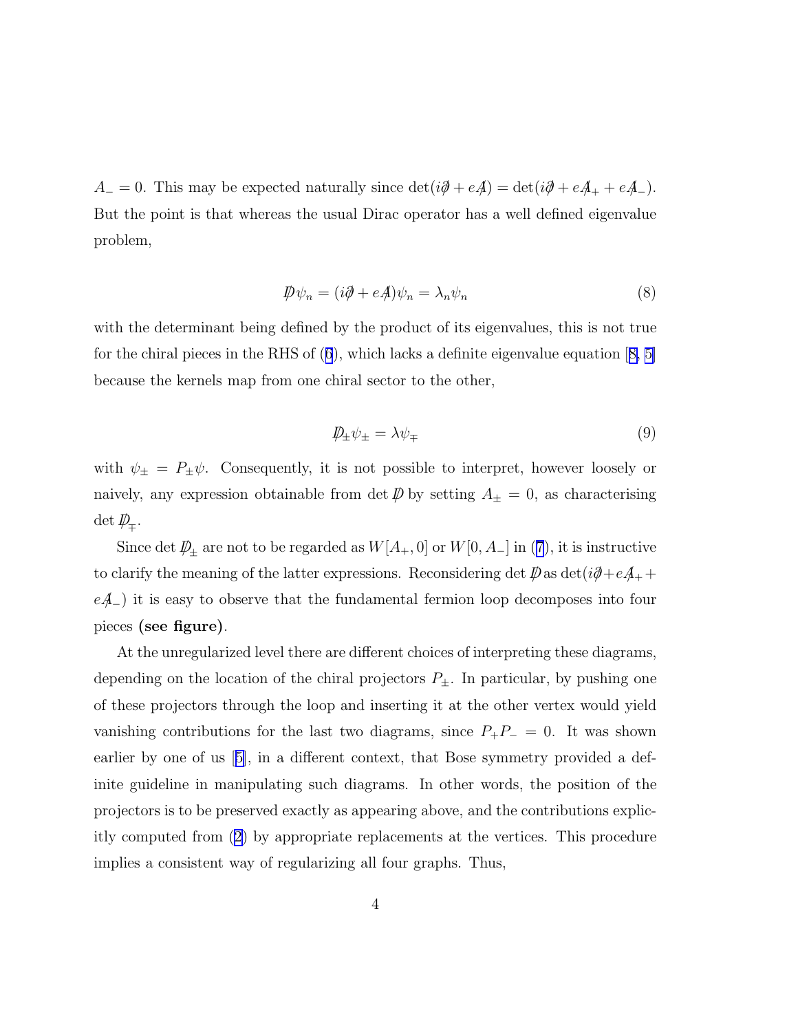$A_- = 0$. This may be expected naturally since $\det(i\partial\!\!\!/ + eA\!\!\!/) = \det(i\partial\!\!\!/ + eA\!\!\!/_+ + eA\!\!\!/_-)$. But the point is that whereas the usual Dirac operator has a well defined eigenvalue problem,

$$D\!\!\!\!/\,\psi_n = (i\partial\!\!\!/ + eA\!\!\!/)\psi_n = \lambda_n \psi_n \tag{8}$$

with the determinant being defined by the product of its eigenvalues, this is not true for the chiral pieces in the RHS of (6), which lacks a definite eigenvalue equation [8, 5] because the kernels map from one chiral sector to the other,

$$D\!\!\!\!/_\pm \psi_\pm = \lambda \psi_\mp \tag{9}$$

with $\psi_\pm = P_\pm \psi$. Consequently, it is not possible to interpret, however loosely or naively, any expression obtainable from $\det D\!\!\!\!/$ by setting $A_\pm = 0$, as characterising $\det D\!\!\!\!/_\mp$.

Since $\det D\!\!\!\!/_\pm$ are not to be regarded as $W[A_+, 0]$ or $W[0, A_-]$ in (7), it is instructive to clarify the meaning of the latter expressions. Reconsidering $\det D\!\!\!\!/$ as $\det(i\partial\!\!\!/ + eA\!\!\!/_+ + eA\!\!\!/_-)$ it is easy to observe that the fundamental fermion loop decomposes into four pieces **(see figure)**.

At the unregularized level there are different choices of interpreting these diagrams, depending on the location of the chiral projectors $P_\pm$. In particular, by pushing one of these projectors through the loop and inserting it at the other vertex would yield vanishing contributions for the last two diagrams, since $P_+ P_- = 0$. It was shown earlier by one of us [5], in a different context, that Bose symmetry provided a definite guideline in manipulating such diagrams. In other words, the position of the projectors is to be preserved exactly as appearing above, and the contributions explicitly computed from (2) by appropriate replacements at the vertices. This procedure implies a consistent way of regularizing all four graphs. Thus,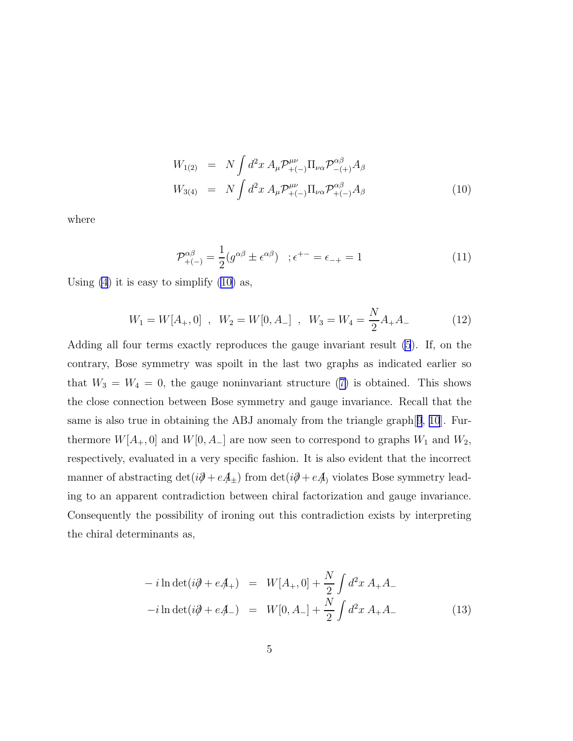$$
\begin{aligned}
W_{1(2)} &= N \int d^2x \; A_\mu \mathcal{P}^{\mu\nu}_{+(-)} \Pi_{\nu\alpha} \mathcal{P}^{\alpha\beta}_{-(+)} A_\beta \\
W_{3(4)} &= N \int d^2x \; A_\mu \mathcal{P}^{\mu\nu}_{+(-)} \Pi_{\nu\alpha} \mathcal{P}^{\alpha\beta}_{+(-)} A_\beta
\end{aligned}
\tag{10}
$$

where

$$
\mathcal{P}^{\alpha\beta}_{+(-)} = \frac{1}{2}(g^{\alpha\beta} \pm \epsilon^{\alpha\beta}) \quad ; \epsilon^{+-} = \epsilon_{-+} = 1 \tag{11}
$$

Using (4) it is easy to simplify (10) as,

$$
W_1 = W[A_+, 0] \;\; , \;\; W_2 = W[0, A_-] \;\; , \;\; W_3 = W_4 = \frac{N}{2} A_+ A_- \tag{12}
$$

Adding all four terms exactly reproduces the gauge invariant result (5). If, on the contrary, Bose symmetry was spoilt in the last two graphs as indicated earlier so that $W_3 = W_4 = 0$, the gauge noninvariant structure (7) is obtained. This shows the close connection between Bose symmetry and gauge invariance. Recall that the same is also true in obtaining the ABJ anomaly from the triangle graph[9, 10]. Furthermore $W[A_+, 0]$ and $W[0, A_-]$ are now seen to correspond to graphs $W_1$ and $W_2$, respectively, evaluated in a very specific fashion. It is also evident that the incorrect manner of abstracting $\det(i\partial\!\!\!/ + eA\!\!\!/_\pm)$ from $\det(i\partial\!\!\!/ + eA\!\!\!/)$ violates Bose symmetry leading to an apparent contradiction between chiral factorization and gauge invariance. Consequently the possibility of ironing out this contradiction exists by interpreting the chiral determinants as,

$$
\begin{aligned}
-i \ln \det(i\partial\!\!\!/ + eA\!\!\!/_+) &= W[A_+, 0] + \frac{N}{2} \int d^2x \; A_+ A_- \\
-i \ln \det(i\partial\!\!\!/ + eA\!\!\!/_-) &= W[0, A_-] + \frac{N}{2} \int d^2x \; A_+ A_-
\end{aligned}
\tag{13}
$$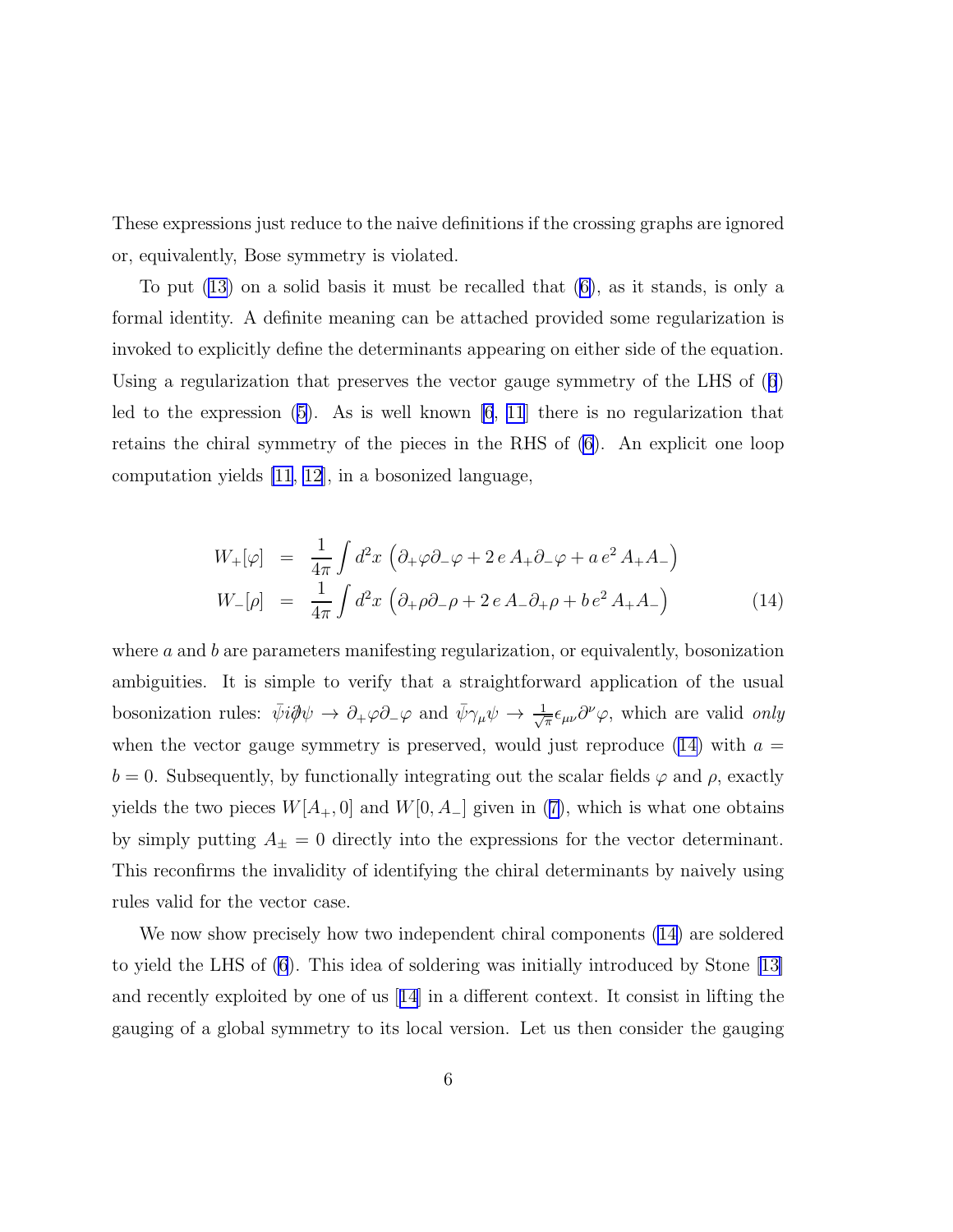These expressions just reduce to the naive definitions if the crossing graphs are ignored or, equivalently, Bose symmetry is violated.

To put (13) on a solid basis it must be recalled that (6), as it stands, is only a formal identity. A definite meaning can be attached provided some regularization is invoked to explicitly define the determinants appearing on either side of the equation. Using a regularization that preserves the vector gauge symmetry of the LHS of (6) led to the expression (5). As is well known [6, 11] there is no regularization that retains the chiral symmetry of the pieces in the RHS of (6). An explicit one loop computation yields [11, 12], in a bosonized language,

$$
\begin{aligned}
W_+[\varphi] &= \frac{1}{4\pi}\int d^2x\, \left(\partial_+\varphi\partial_-\varphi + 2\,e\,A_+\partial_-\varphi + a\,e^2\,A_+A_-\right)\\
W_-[\rho] &= \frac{1}{4\pi}\int d^2x\, \left(\partial_+\rho\partial_-\rho + 2\,e\,A_-\partial_+\rho + b\,e^2\,A_+A_-\right)
\end{aligned}
\tag{14}
$$

where $a$ and $b$ are parameters manifesting regularization, or equivalently, bosonization ambiguities. It is simple to verify that a straightforward application of the usual bosonization rules: $\bar{\psi}i\partial\!\!\!/\psi \rightarrow \partial_+\varphi\partial_-\varphi$ and $\bar{\psi}\gamma_\mu\psi \rightarrow \frac{1}{\sqrt{\pi}}\epsilon_{\mu\nu}\partial^\nu\varphi$, which are valid *only* when the vector gauge symmetry is preserved, would just reproduce (14) with $a = b = 0$. Subsequently, by functionally integrating out the scalar fields $\varphi$ and $\rho$, exactly yields the two pieces $W[A_+, 0]$ and $W[0, A_-]$ given in (7), which is what one obtains by simply putting $A_\pm = 0$ directly into the expressions for the vector determinant. This reconfirms the invalidity of identifying the chiral determinants by naively using rules valid for the vector case.

We now show precisely how two independent chiral components (14) are soldered to yield the LHS of (6). This idea of soldering was initially introduced by Stone [13] and recently exploited by one of us [14] in a different context. It consist in lifting the gauging of a global symmetry to its local version. Let us then consider the gauging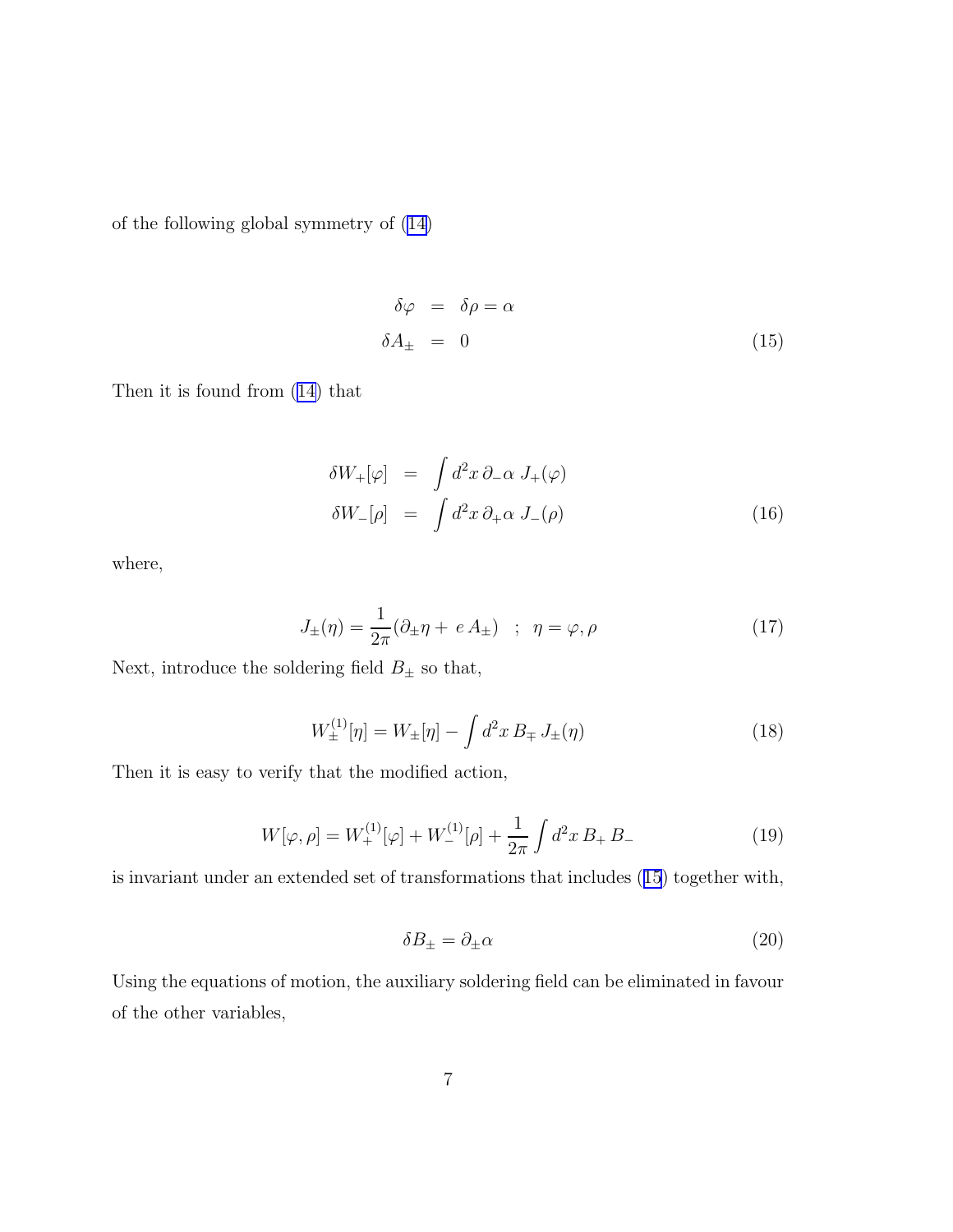of the following global symmetry of (14)

$$
\begin{aligned}
\delta\varphi &= \delta\rho = \alpha \\
\delta A_{\pm} &= 0
\end{aligned}
\tag{15}
$$

Then it is found from (14) that

$$
\begin{aligned}
\delta W_{+}[\varphi] &= \int d^2x\, \partial_{-}\alpha\; J_{+}(\varphi) \\
\delta W_{-}[\rho] &= \int d^2x\, \partial_{+}\alpha\; J_{-}(\rho)
\end{aligned}
\tag{16}
$$

where,

$$
J_{\pm}(\eta) = \frac{1}{2\pi}(\partial_{\pm}\eta + \, e\, A_{\pm}) \quad ; \quad \eta = \varphi, \rho \tag{17}
$$

Next, introduce the soldering field $B_{\pm}$ so that,

$$
W_{\pm}^{(1)}[\eta] = W_{\pm}[\eta] - \int d^2x\, B_{\mp}\, J_{\pm}(\eta) \tag{18}
$$

Then it is easy to verify that the modified action,

$$
W[\varphi, \rho] = W_{+}^{(1)}[\varphi] + W_{-}^{(1)}[\rho] + \frac{1}{2\pi}\int d^2x\, B_{+}\, B_{-} \tag{19}
$$

is invariant under an extended set of transformations that includes (15) together with,

$$
\delta B_{\pm} = \partial_{\pm}\alpha \tag{20}
$$

Using the equations of motion, the auxiliary soldering field can be eliminated in favour of the other variables,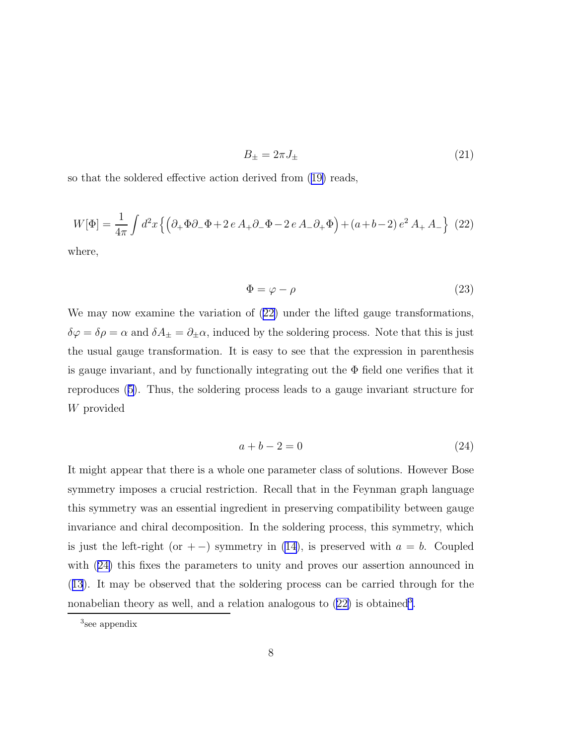$$B_{\pm} = 2\pi J_{\pm} \tag{21}$$

so that the soldered effective action derived from (19) reads,

$$W[\Phi] = \frac{1}{4\pi}\int d^2x \Big\{ \Big( \partial_+\Phi\partial_-\Phi + 2\,e\,A_+\partial_-\Phi - 2\,e\,A_-\partial_+\Phi \Big) + (a+b-2)\,e^2\,A_+\,A_- \Big\} \tag{22}$$

where,

$$\Phi = \varphi - \rho \tag{23}$$

We may now examine the variation of (22) under the lifted gauge transformations, $\delta\varphi = \delta\rho = \alpha$ and $\delta A_{\pm} = \partial_{\pm}\alpha$, induced by the soldering process. Note that this is just the usual gauge transformation. It is easy to see that the expression in parenthesis is gauge invariant, and by functionally integrating out the $\Phi$ field one verifies that it reproduces (5). Thus, the soldering process leads to a gauge invariant structure for $W$ provided

$$a + b - 2 = 0 \tag{24}$$

It might appear that there is a whole one parameter class of solutions. However Bose symmetry imposes a crucial restriction. Recall that in the Feynman graph language this symmetry was an essential ingredient in preserving compatibility between gauge invariance and chiral decomposition. In the soldering process, this symmetry, which is just the left-right (or $+-$) symmetry in (14), is preserved with $a = b$. Coupled with (24) this fixes the parameters to unity and proves our assertion announced in (13). It may be observed that the soldering process can be carried through for the nonabelian theory as well, and a relation analogous to (22) is obtained[3].

---

[3] see appendix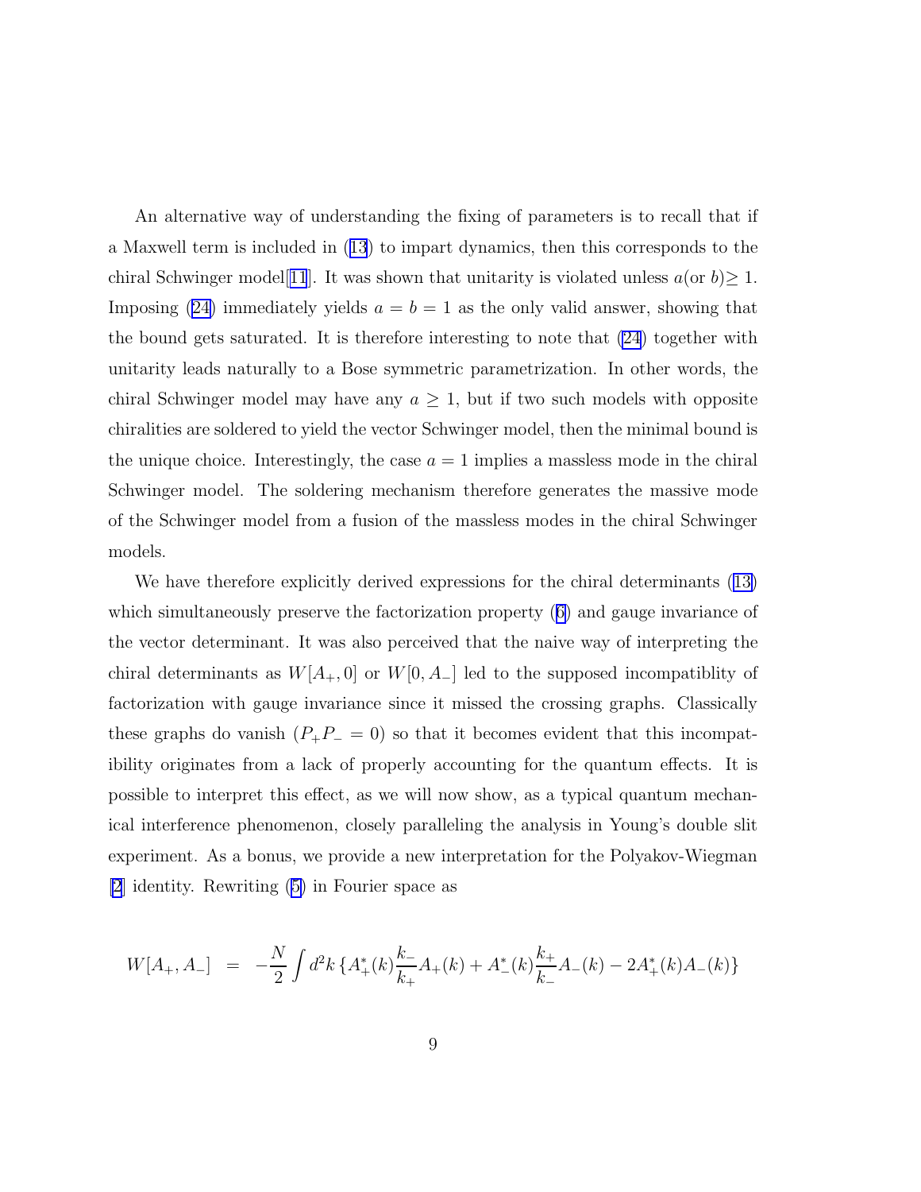An alternative way of understanding the fixing of parameters is to recall that if a Maxwell term is included in (13) to impart dynamics, then this corresponds to the chiral Schwinger model[11]. It was shown that unitarity is violated unless $a$(or $b$)$\geq 1$. Imposing (24) immediately yields $a = b = 1$ as the only valid answer, showing that the bound gets saturated. It is therefore interesting to note that (24) together with unitarity leads naturally to a Bose symmetric parametrization. In other words, the chiral Schwinger model may have any $a \geq 1$, but if two such models with opposite chiralities are soldered to yield the vector Schwinger model, then the minimal bound is the unique choice. Interestingly, the case $a = 1$ implies a massless mode in the chiral Schwinger model. The soldering mechanism therefore generates the massive mode of the Schwinger model from a fusion of the massless modes in the chiral Schwinger models.

We have therefore explicitly derived expressions for the chiral determinants (13) which simultaneously preserve the factorization property (6) and gauge invariance of the vector determinant. It was also perceived that the naive way of interpreting the chiral determinants as $W[A_+, 0]$ or $W[0, A_-]$ led to the supposed incompatiblity of factorization with gauge invariance since it missed the crossing graphs. Classically these graphs do vanish ($P_+P_- = 0$) so that it becomes evident that this incompatibility originates from a lack of properly accounting for the quantum effects. It is possible to interpret this effect, as we will now show, as a typical quantum mechanical interference phenomenon, closely paralleling the analysis in Young's double slit experiment. As a bonus, we provide a new interpretation for the Polyakov-Wiegman [2] identity. Rewriting (5) in Fourier space as

$$W[A_+, A_-] \;\; = \;\; -\frac{N}{2}\int d^2k \left\{A_+^*(k)\frac{k_-}{k_+}A_+(k) + A_-^*(k)\frac{k_+}{k_-}A_-(k) - 2A_+^*(k)A_-(k)\right\}$$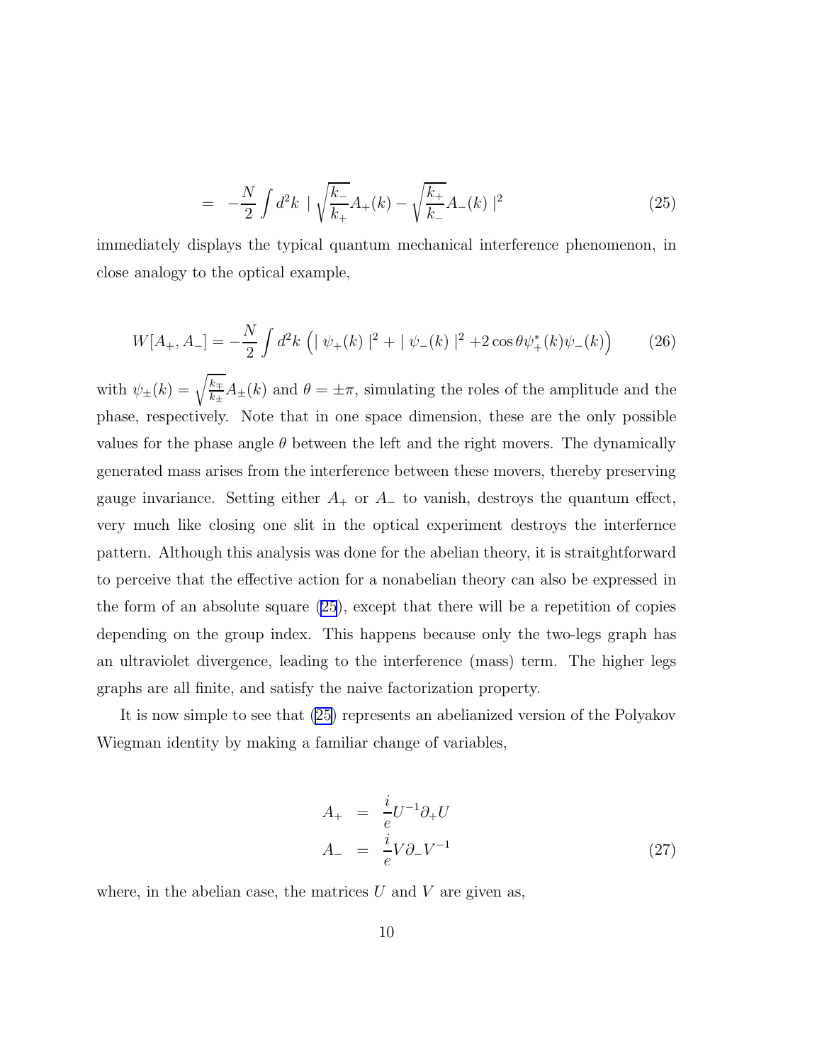$$= -\frac{N}{2}\int d^2k \mid \sqrt{\frac{k_-}{k_+}}A_+(k) - \sqrt{\frac{k_+}{k_-}}A_-(k) \mid^2 \tag{25}$$

immediately displays the typical quantum mechanical interference phenomenon, in close analogy to the optical example,

$$W[A_+, A_-] = -\frac{N}{2}\int d^2k \left( \mid \psi_+(k) \mid^2 + \mid \psi_-(k) \mid^2 + 2\cos\theta \psi_+^*(k)\psi_-(k) \right) \tag{26}$$

with $\psi_\pm(k) = \sqrt{\frac{k_\mp}{k_\pm}}A_\pm(k)$ and $\theta = \pm\pi$, simulating the roles of the amplitude and the phase, respectively. Note that in one space dimension, these are the only possible values for the phase angle $\theta$ between the left and the right movers. The dynamically generated mass arises from the interference between these movers, thereby preserving gauge invariance. Setting either $A_+$ or $A_-$ to vanish, destroys the quantum effect, very much like closing one slit in the optical experiment destroys the interfernce pattern. Although this analysis was done for the abelian theory, it is straitghtforward to perceive that the effective action for a nonabelian theory can also be expressed in the form of an absolute square (25), except that there will be a repetition of copies depending on the group index. This happens because only the two-legs graph has an ultraviolet divergence, leading to the interference (mass) term. The higher legs graphs are all finite, and satisfy the naive factorization property.

It is now simple to see that (25) represents an abelianized version of the Polyakov Wiegman identity by making a familiar change of variables,

$$\begin{aligned} A_+ &= \frac{i}{e}U^{-1}\partial_+ U \\ A_- &= \frac{i}{e}V\partial_- V^{-1} \end{aligned} \tag{27}$$

where, in the abelian case, the matrices $U$ and $V$ are given as,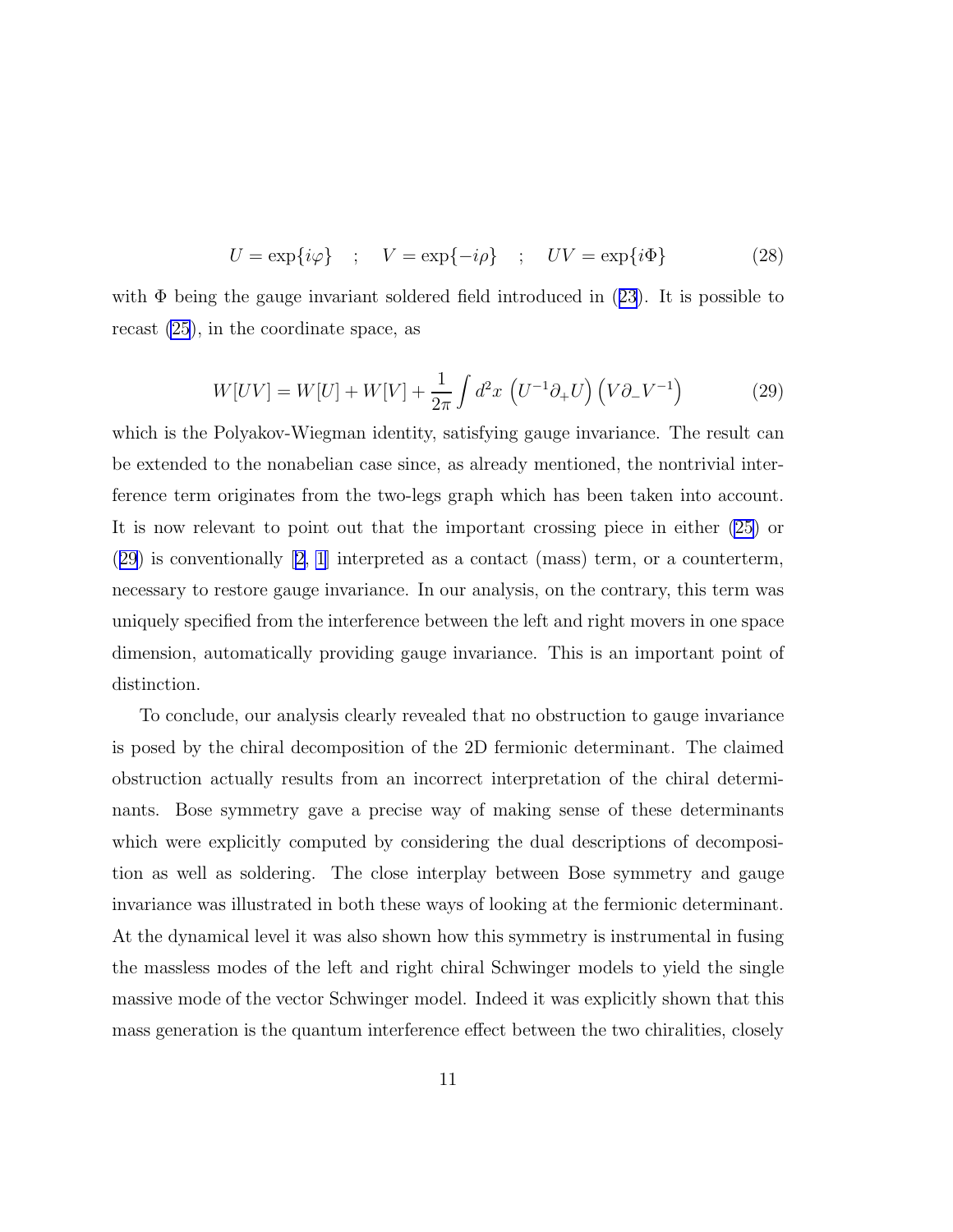$$U = \exp\{i\varphi\} \quad ; \quad V = \exp\{-i\rho\} \quad ; \quad UV = \exp\{i\Phi\} \tag{28}$$

with $\Phi$ being the gauge invariant soldered field introduced in (23). It is possible to recast (25), in the coordinate space, as

$$W[UV] = W[U] + W[V] + \frac{1}{2\pi}\int d^2x \, \left(U^{-1}\partial_+ U\right)\left(V\partial_- V^{-1}\right) \tag{29}$$

which is the Polyakov-Wiegman identity, satisfying gauge invariance. The result can be extended to the nonabelian case since, as already mentioned, the nontrivial interference term originates from the two-legs graph which has been taken into account. It is now relevant to point out that the important crossing piece in either (25) or (29) is conventionally [2, 1] interpreted as a contact (mass) term, or a counterterm, necessary to restore gauge invariance. In our analysis, on the contrary, this term was uniquely specified from the interference between the left and right movers in one space dimension, automatically providing gauge invariance. This is an important point of distinction.

To conclude, our analysis clearly revealed that no obstruction to gauge invariance is posed by the chiral decomposition of the 2D fermionic determinant. The claimed obstruction actually results from an incorrect interpretation of the chiral determinants. Bose symmetry gave a precise way of making sense of these determinants which were explicitly computed by considering the dual descriptions of decomposition as well as soldering. The close interplay between Bose symmetry and gauge invariance was illustrated in both these ways of looking at the fermionic determinant. At the dynamical level it was also shown how this symmetry is instrumental in fusing the massless modes of the left and right chiral Schwinger models to yield the single massive mode of the vector Schwinger model. Indeed it was explicitly shown that this mass generation is the quantum interference effect between the two chiralities, closely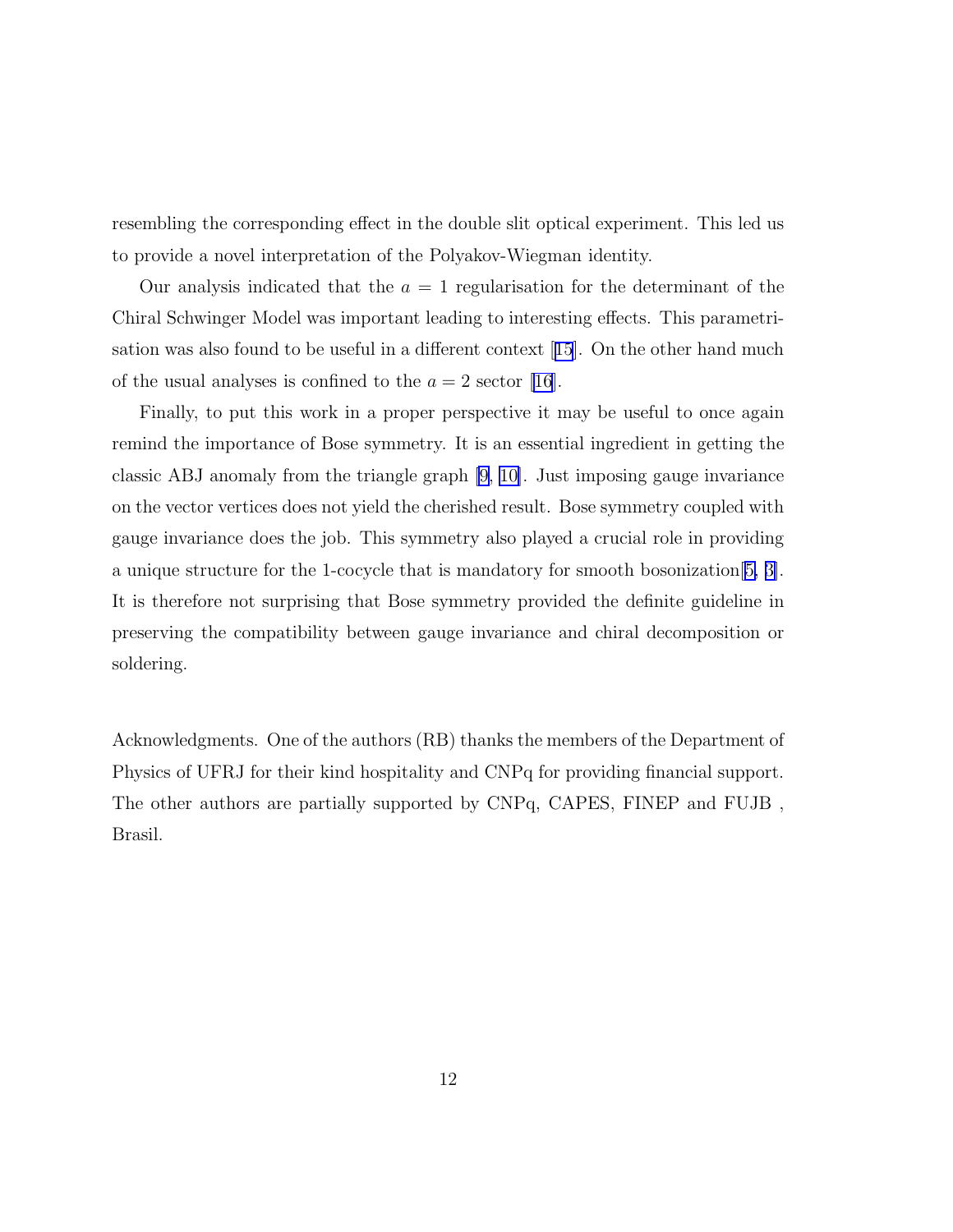resembling the corresponding effect in the double slit optical experiment. This led us to provide a novel interpretation of the Polyakov-Wiegman identity.

Our analysis indicated that the $a = 1$ regularisation for the determinant of the Chiral Schwinger Model was important leading to interesting effects. This parametrisation was also found to be useful in a different context [15]. On the other hand much of the usual analyses is confined to the $a = 2$ sector [16].

Finally, to put this work in a proper perspective it may be useful to once again remind the importance of Bose symmetry. It is an essential ingredient in getting the classic ABJ anomaly from the triangle graph [9, 10]. Just imposing gauge invariance on the vector vertices does not yield the cherished result. Bose symmetry coupled with gauge invariance does the job. This symmetry also played a crucial role in providing a unique structure for the 1-cocycle that is mandatory for smooth bosonization[5, 3]. It is therefore not surprising that Bose symmetry provided the definite guideline in preserving the compatibility between gauge invariance and chiral decomposition or soldering.

Acknowledgments. One of the authors (RB) thanks the members of the Department of Physics of UFRJ for their kind hospitality and CNPq for providing financial support. The other authors are partially supported by CNPq, CAPES, FINEP and FUJB , Brasil.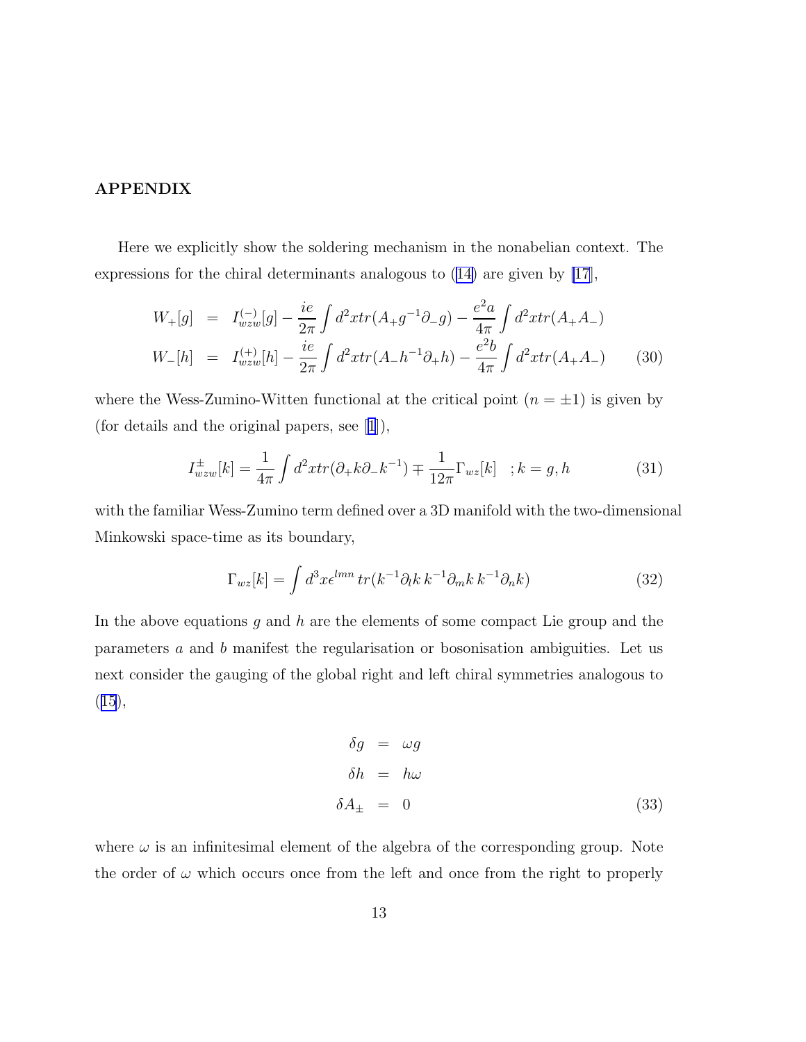## APPENDIX

Here we explicitly show the soldering mechanism in the nonabelian context. The expressions for the chiral determinants analogous to (14) are given by [17],

$$
\begin{aligned}
W_+[g] &= I^{(-)}_{wzw}[g] - \frac{ie}{2\pi}\int d^2x tr(A_+ g^{-1}\partial_- g) - \frac{e^2 a}{4\pi}\int d^2x tr(A_+ A_-) \\
W_-[h] &= I^{(+)}_{wzw}[h] - \frac{ie}{2\pi}\int d^2x tr(A_- h^{-1}\partial_+ h) - \frac{e^2 b}{4\pi}\int d^2x tr(A_+ A_-)
\end{aligned}
\qquad (30)
$$

where the Wess-Zumino-Witten functional at the critical point ($n = \pm 1$) is given by (for details and the original papers, see [1]),

$$
I^{\pm}_{wzw}[k] = \frac{1}{4\pi}\int d^2x tr(\partial_+ k \partial_- k^{-1}) \mp \frac{1}{12\pi}\Gamma_{wz}[k] \quad ; k = g, h \qquad (31)
$$

with the familiar Wess-Zumino term defined over a 3D manifold with the two-dimensional Minkowski space-time as its boundary,

$$
\Gamma_{wz}[k] = \int d^3x \epsilon^{lmn}\, tr(k^{-1}\partial_l k\, k^{-1}\partial_m k\, k^{-1}\partial_n k) \qquad (32)
$$

In the above equations $g$ and $h$ are the elements of some compact Lie group and the parameters $a$ and $b$ manifest the regularisation or bosonisation ambiguities. Let us next consider the gauging of the global right and left chiral symmetries analogous to (15),

$$
\begin{aligned}
\delta g &= \omega g \\
\delta h &= h\omega \\
\delta A_\pm &= 0
\end{aligned}
\qquad (33)
$$

where $\omega$ is an infinitesimal element of the algebra of the corresponding group. Note the order of $\omega$ which occurs once from the left and once from the right to properly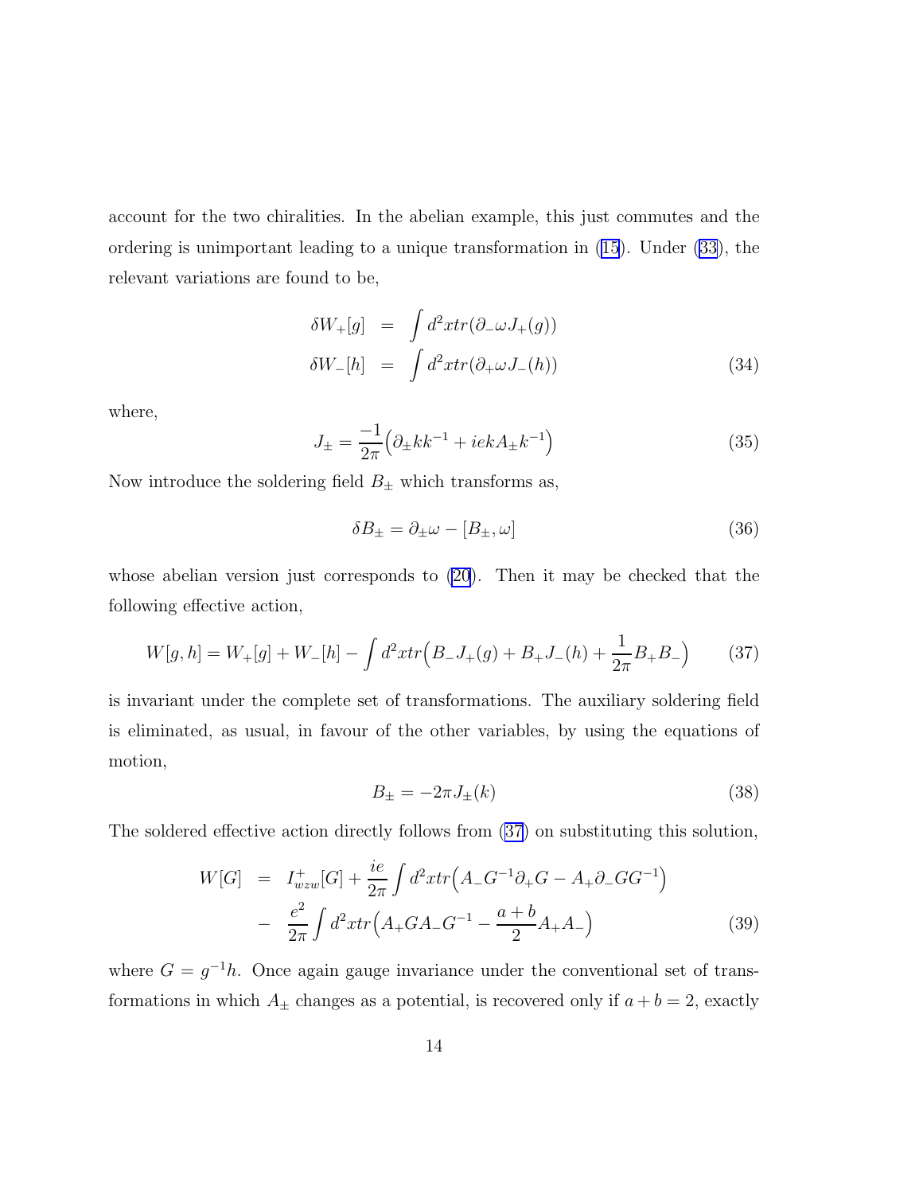account for the two chiralities. In the abelian example, this just commutes and the ordering is unimportant leading to a unique transformation in (15). Under (33), the relevant variations are found to be,

$$
\begin{aligned}
\delta W_+[g] &= \int d^2x tr(\partial_-\omega J_+(g)) \\
\delta W_-[h] &= \int d^2x tr(\partial_+\omega J_-(h))
\end{aligned}
\tag{34}
$$

where,

$$
J_\pm = \frac{-1}{2\pi}\Big(\partial_\pm k k^{-1} + iekA_\pm k^{-1}\Big) \tag{35}
$$

Now introduce the soldering field $B_\pm$ which transforms as,

$$
\delta B_\pm = \partial_\pm\omega - [B_\pm, \omega] \tag{36}
$$

whose abelian version just corresponds to (20). Then it may be checked that the following effective action,

$$
W[g,h] = W_+[g] + W_-[h] - \int d^2x tr\Big(B_-J_+(g) + B_+J_-(h) + \frac{1}{2\pi}B_+B_-\Big) \tag{37}
$$

is invariant under the complete set of transformations. The auxiliary soldering field is eliminated, as usual, in favour of the other variables, by using the equations of motion,

$$
B_\pm = -2\pi J_\pm(k) \tag{38}
$$

The soldered effective action directly follows from (37) on substituting this solution,

$$
\begin{aligned}
W[G] &= I^+_{wzw}[G] + \frac{ie}{2\pi}\int d^2x tr\Big(A_-G^{-1}\partial_+G - A_+\partial_-GG^{-1}\Big) \\
&- \frac{e^2}{2\pi}\int d^2x tr\Big(A_+GA_-G^{-1} - \frac{a+b}{2}A_+A_-\Big)
\end{aligned}
\tag{39}
$$

where $G = g^{-1}h$. Once again gauge invariance under the conventional set of transformations in which $A_\pm$ changes as a potential, is recovered only if $a + b = 2$, exactly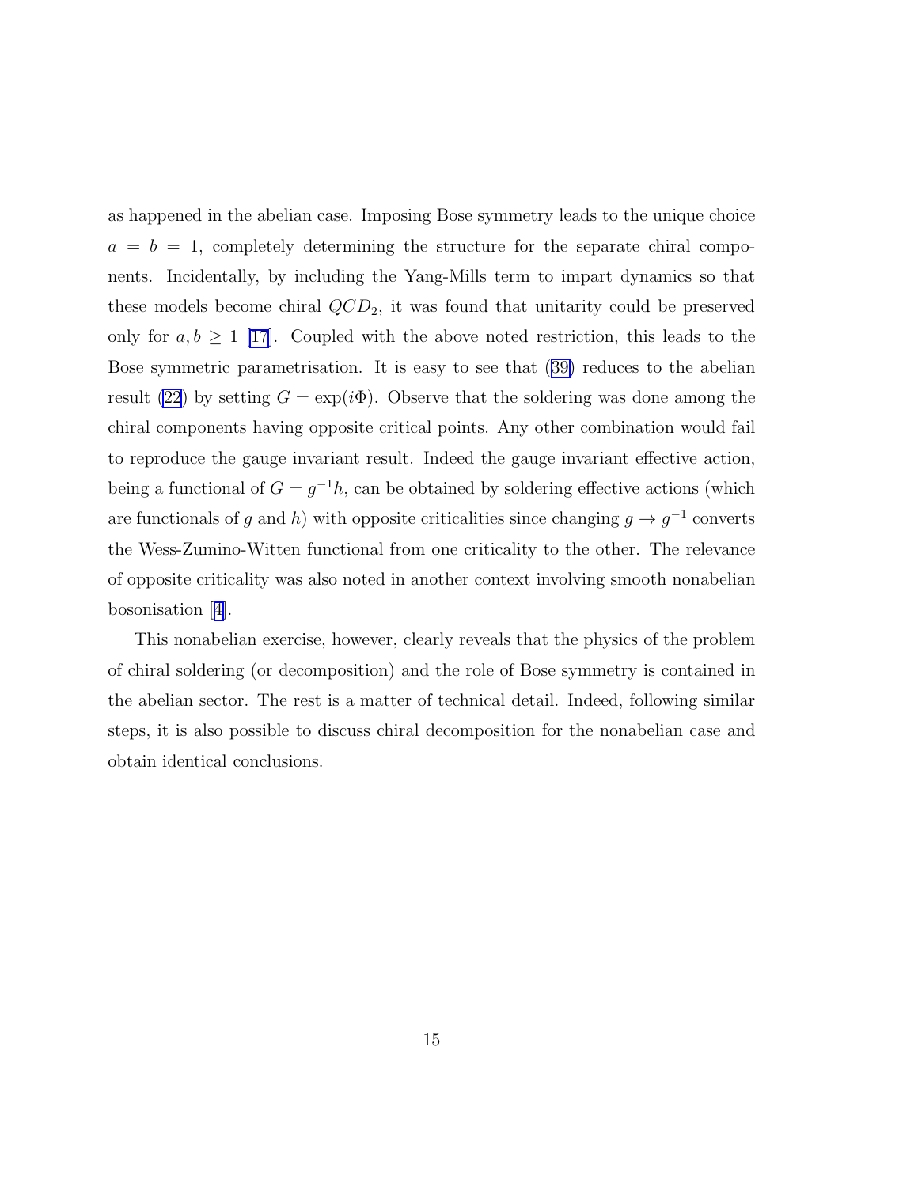as happened in the abelian case. Imposing Bose symmetry leads to the unique choice $a = b = 1$, completely determining the structure for the separate chiral components. Incidentally, by including the Yang-Mills term to impart dynamics so that these models become chiral $QCD_2$, it was found that unitarity could be preserved only for $a, b \geq 1$ [17]. Coupled with the above noted restriction, this leads to the Bose symmetric parametrisation. It is easy to see that (39) reduces to the abelian result (22) by setting $G = \exp(i\Phi)$. Observe that the soldering was done among the chiral components having opposite critical points. Any other combination would fail to reproduce the gauge invariant result. Indeed the gauge invariant effective action, being a functional of $G = g^{-1}h$, can be obtained by soldering effective actions (which are functionals of $g$ and $h$) with opposite criticalities since changing $g \to g^{-1}$ converts the Wess-Zumino-Witten functional from one criticality to the other. The relevance of opposite criticality was also noted in another context involving smooth nonabelian bosonisation [4].

This nonabelian exercise, however, clearly reveals that the physics of the problem of chiral soldering (or decomposition) and the role of Bose symmetry is contained in the abelian sector. The rest is a matter of technical detail. Indeed, following similar steps, it is also possible to discuss chiral decomposition for the nonabelian case and obtain identical conclusions.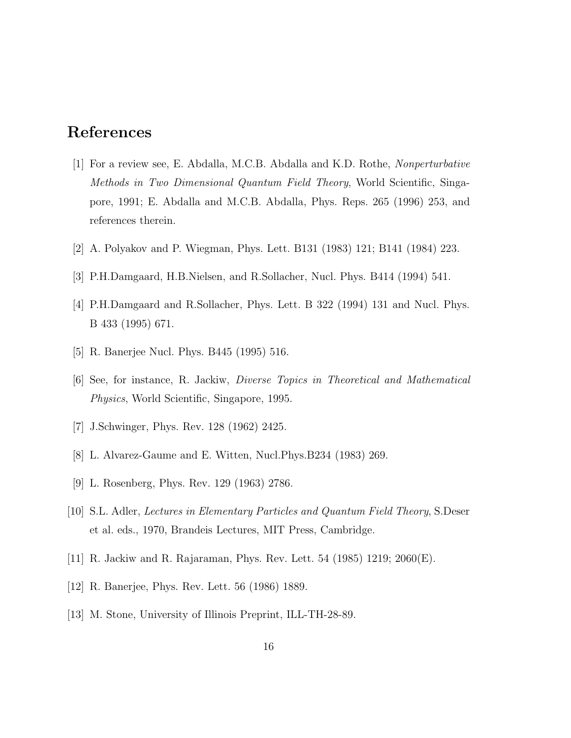## References

[1] For a review see, E. Abdalla, M.C.B. Abdalla and K.D. Rothe, *Nonperturbative Methods in Two Dimensional Quantum Field Theory*, World Scientific, Singapore, 1991; E. Abdalla and M.C.B. Abdalla, Phys. Reps. 265 (1996) 253, and references therein.

[2] A. Polyakov and P. Wiegman, Phys. Lett. B131 (1983) 121; B141 (1984) 223.

[3] P.H.Damgaard, H.B.Nielsen, and R.Sollacher, Nucl. Phys. B414 (1994) 541.

[4] P.H.Damgaard and R.Sollacher, Phys. Lett. B 322 (1994) 131 and Nucl. Phys. B 433 (1995) 671.

[5] R. Banerjee Nucl. Phys. B445 (1995) 516.

[6] See, for instance, R. Jackiw, *Diverse Topics in Theoretical and Mathematical Physics*, World Scientific, Singapore, 1995.

[7] J.Schwinger, Phys. Rev. 128 (1962) 2425.

[8] L. Alvarez-Gaume and E. Witten, Nucl.Phys.B234 (1983) 269.

[9] L. Rosenberg, Phys. Rev. 129 (1963) 2786.

[10] S.L. Adler, *Lectures in Elementary Particles and Quantum Field Theory*, S.Deser et al. eds., 1970, Brandeis Lectures, MIT Press, Cambridge.

[11] R. Jackiw and R. Rajaraman, Phys. Rev. Lett. 54 (1985) 1219; 2060(E).

[12] R. Banerjee, Phys. Rev. Lett. 56 (1986) 1889.

[13] M. Stone, University of Illinois Preprint, ILL-TH-28-89.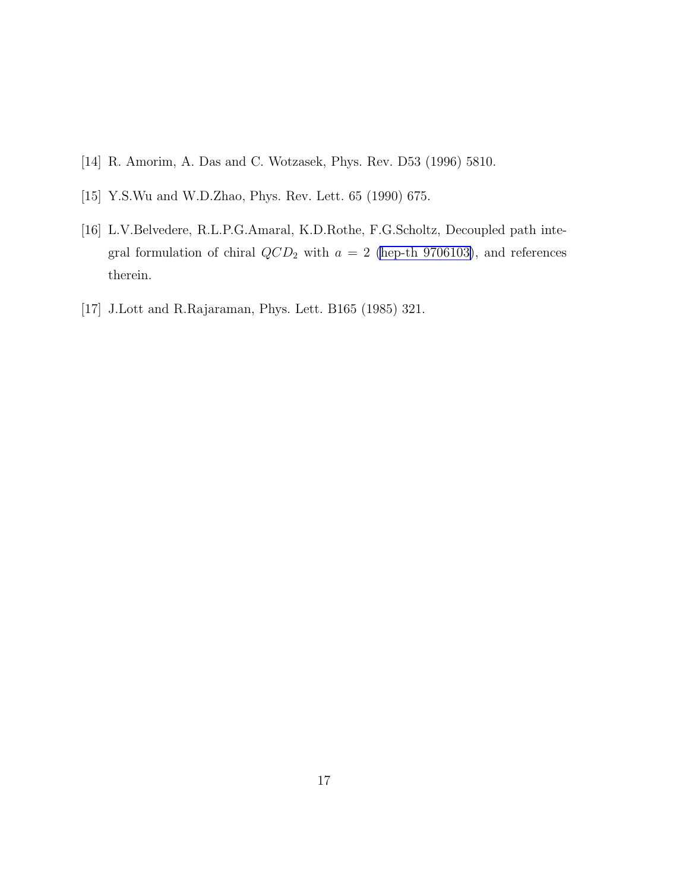[14] R. Amorim, A. Das and C. Wotzasek, Phys. Rev. D53 (1996) 5810.

[15] Y.S.Wu and W.D.Zhao, Phys. Rev. Lett. 65 (1990) 675.

[16] L.V.Belvedere, R.L.P.G.Amaral, K.D.Rothe, F.G.Scholtz, Decoupled path integral formulation of chiral $QCD_2$ with $a = 2$ (hep-th 9706103), and references therein.

[17] J.Lott and R.Rajaraman, Phys. Lett. B165 (1985) 321.